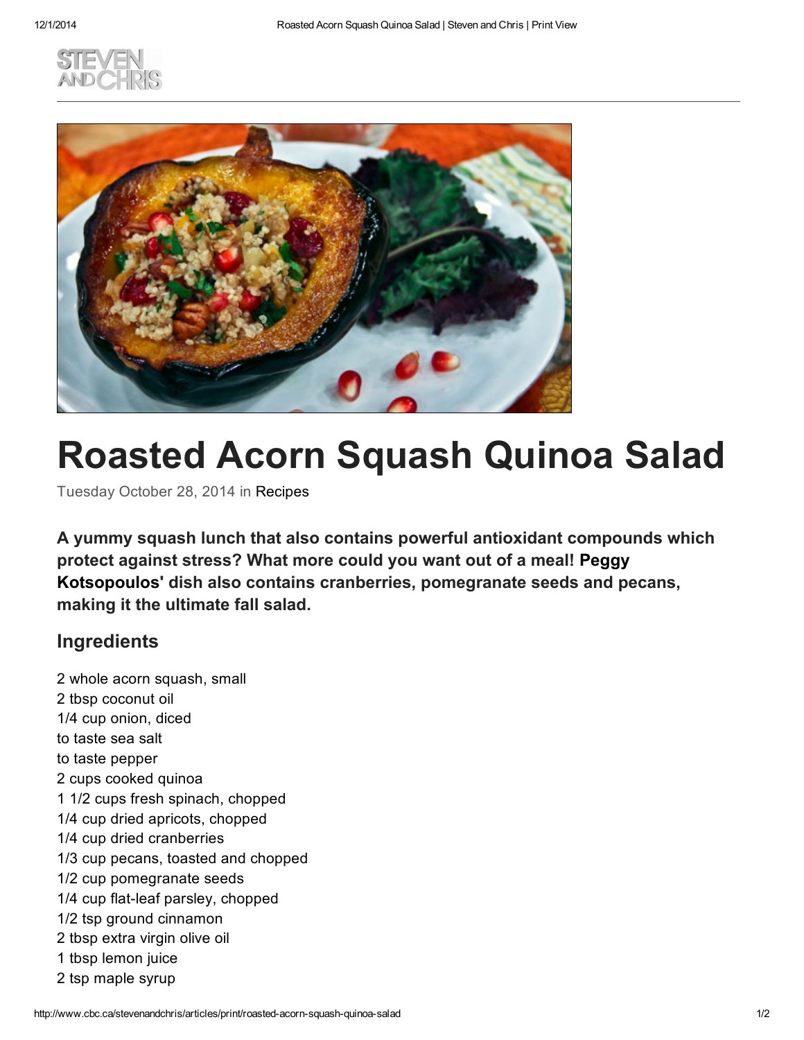# Roasted Acorn Squash Quinoa Salad

Tuesday October 28, 2014 in Recipes

**A yummy squash lunch that also contains powerful antioxidant compounds which protect against stress? What more could you want out of a meal! Peggy Kotsopoulos' dish also contains cranberries, pomegranate seeds and pecans, making it the ultimate fall salad.**

## Ingredients

2 whole acorn squash, small
2 tbsp coconut oil
1/4 cup onion, diced
to taste sea salt
to taste pepper
2 cups cooked quinoa
1 1/2 cups fresh spinach, chopped
1/4 cup dried apricots, chopped
1/4 cup dried cranberries
1/3 cup pecans, toasted and chopped
1/2 cup pomegranate seeds
1/4 cup flat-leaf parsley, chopped
1/2 tsp ground cinnamon
2 tbsp extra virgin olive oil
1 tbsp lemon juice
2 tsp maple syrup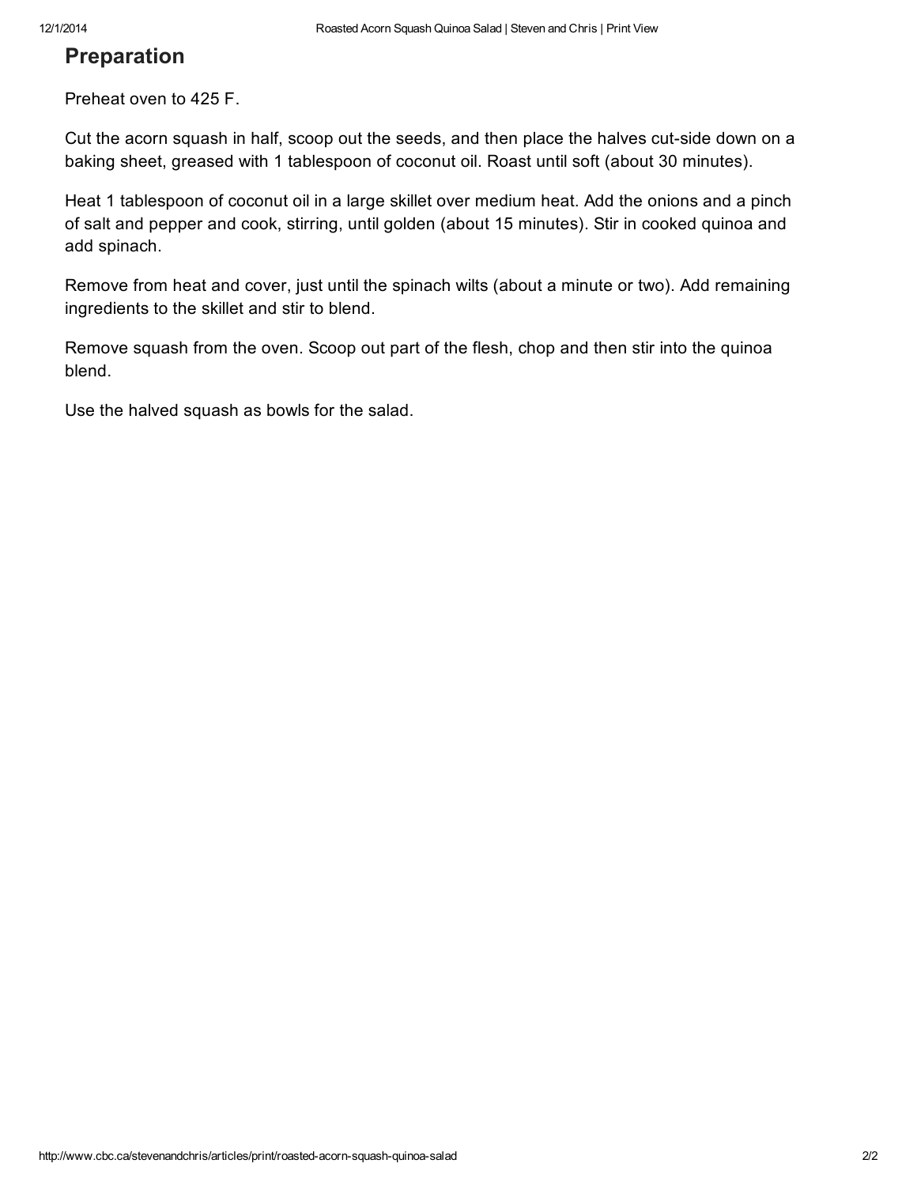## Preparation

Preheat oven to 425 F.

Cut the acorn squash in half, scoop out the seeds, and then place the halves cut-side down on a baking sheet, greased with 1 tablespoon of coconut oil. Roast until soft (about 30 minutes).

Heat 1 tablespoon of coconut oil in a large skillet over medium heat. Add the onions and a pinch of salt and pepper and cook, stirring, until golden (about 15 minutes). Stir in cooked quinoa and add spinach.

Remove from heat and cover, just until the spinach wilts (about a minute or two). Add remaining ingredients to the skillet and stir to blend.

Remove squash from the oven. Scoop out part of the flesh, chop and then stir into the quinoa blend.

Use the halved squash as bowls for the salad.